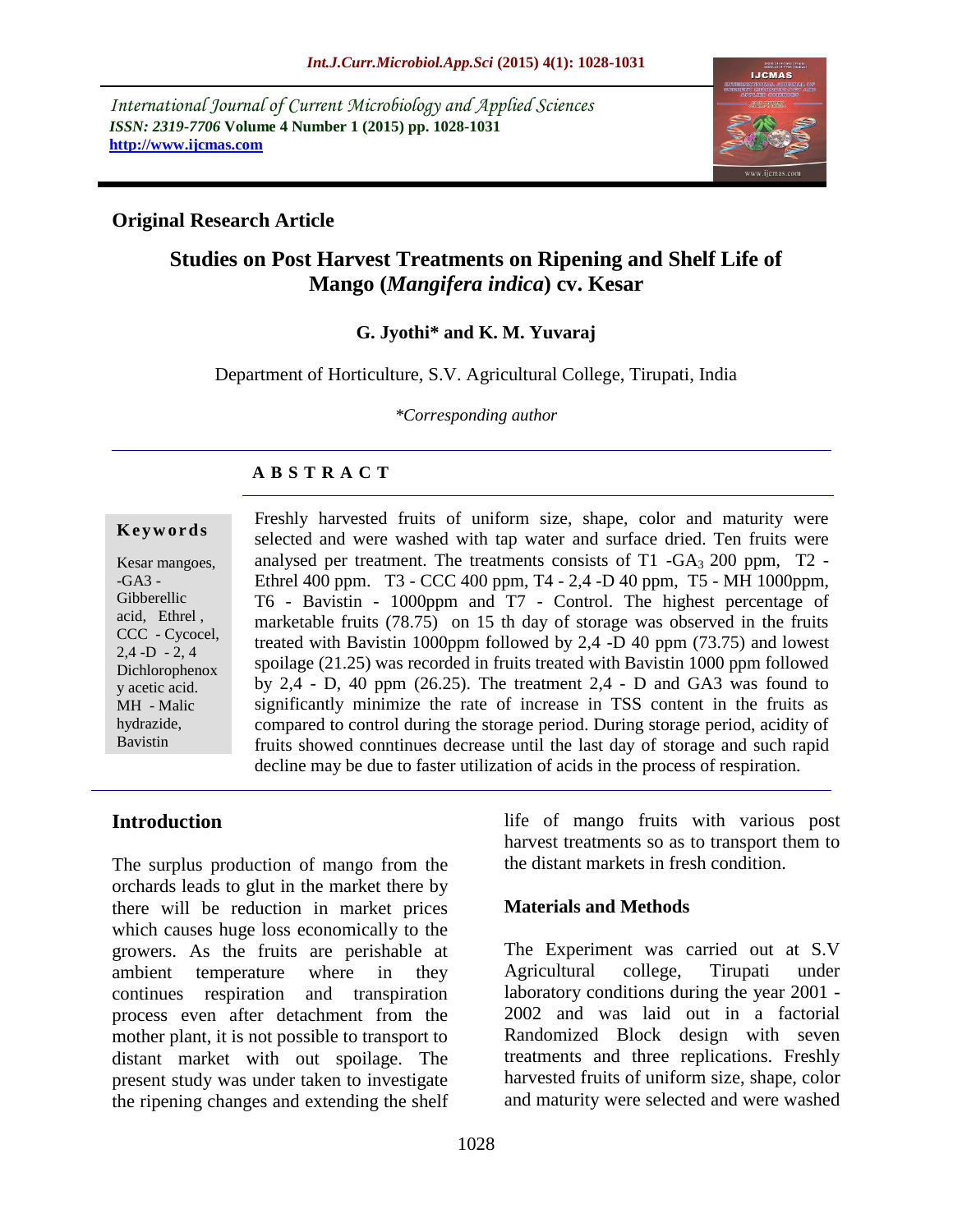International Journal of Current Microbiology and Applied Sciences
*ISSN: 2319-7706* **Volume 4 Number 1 (2015) pp. 1028-1031**
**http://www.ijcmas.com**

**Original Research Article**

# Studies on Post Harvest Treatments on Ripening and Shelf Life of Mango (*Mangifera indica*) cv. Kesar

**G. Jyothi\* and K. M. Yuvaraj**

Department of Horticulture, S.V. Agricultural College, Tirupati, India

*\*Corresponding author*

## ABSTRACT

**Keywords**

Kesar mangoes, -GA3 - Gibberellic acid, Ethrel , CCC - Cycocel, 2,4 -D - 2, 4 Dichlorophenoxy acetic acid. MH - Malic hydrazide, Bavistin

Freshly harvested fruits of uniform size, shape, color and maturity were selected and were washed with tap water and surface dried. Ten fruits were analysed per treatment. The treatments consists of T1 -$GA_3$ 200 ppm, T2 - Ethrel 400 ppm. T3 - CCC 400 ppm, T4 - 2,4 -D 40 ppm, T5 - MH 1000ppm, T6 - Bavistin - 1000ppm and T7 - Control. The highest percentage of marketable fruits (78.75) on 15 th day of storage was observed in the fruits treated with Bavistin 1000ppm followed by 2,4 -D 40 ppm (73.75) and lowest spoilage (21.25) was recorded in fruits treated with Bavistin 1000 ppm followed by 2,4 - D, 40 ppm (26.25). The treatment 2,4 - D and GA3 was found to significantly minimize the rate of increase in TSS content in the fruits as compared to control during the storage period. During storage period, acidity of fruits showed conntinues decrease until the last day of storage and such rapid decline may be due to faster utilization of acids in the process of respiration.

## Introduction

The surplus production of mango from the orchards leads to glut in the market there by there will be reduction in market prices which causes huge loss economically to the growers. As the fruits are perishable at ambient temperature where in they continues respiration and transpiration process even after detachment from the mother plant, it is not possible to transport to distant market with out spoilage. The present study was under taken to investigate the ripening changes and extending the shelf life of mango fruits with various post harvest treatments so as to transport them to the distant markets in fresh condition.

## Materials and Methods

The Experiment was carried out at S.V Agricultural college, Tirupati under laboratory conditions during the year 2001 - 2002 and was laid out in a factorial Randomized Block design with seven treatments and three replications. Freshly harvested fruits of uniform size, shape, color and maturity were selected and were washed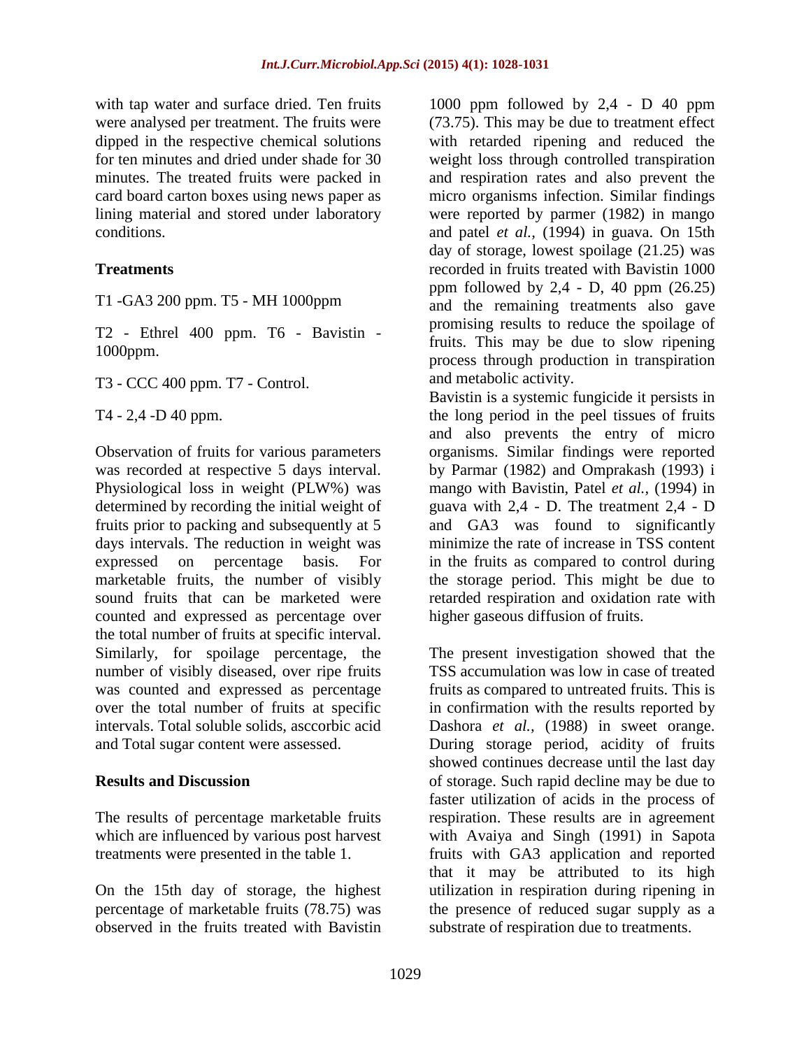with tap water and surface dried. Ten fruits were analysed per treatment. The fruits were dipped in the respective chemical solutions for ten minutes and dried under shade for 30 minutes. The treated fruits were packed in card board carton boxes using news paper as lining material and stored under laboratory conditions.

## Treatments

T1 -GA3 200 ppm. T5 - MH 1000ppm

T2 - Ethrel 400 ppm. T6 - Bavistin - 1000ppm.

T3 - CCC 400 ppm. T7 - Control.

T4 - 2,4 -D 40 ppm.

Observation of fruits for various parameters was recorded at respective 5 days interval. Physiological loss in weight (PLW%) was determined by recording the initial weight of fruits prior to packing and subsequently at 5 days intervals. The reduction in weight was expressed on percentage basis. For marketable fruits, the number of visibly sound fruits that can be marketed were counted and expressed as percentage over the total number of fruits at specific interval. Similarly, for spoilage percentage, the number of visibly diseased, over ripe fruits was counted and expressed as percentage over the total number of fruits at specific intervals. Total soluble solids, asccorbic acid and Total sugar content were assessed.

## Results and Discussion

The results of percentage marketable fruits which are influenced by various post harvest treatments were presented in the table 1.

On the 15th day of storage, the highest percentage of marketable fruits (78.75) was observed in the fruits treated with Bavistin 1000 ppm followed by 2,4 - D 40 ppm (73.75). This may be due to treatment effect with retarded ripening and reduced the weight loss through controlled transpiration and respiration rates and also prevent the micro organisms infection. Similar findings were reported by parmer (1982) in mango and patel *et al.,* (1994) in guava. On 15th day of storage, lowest spoilage (21.25) was recorded in fruits treated with Bavistin 1000 ppm followed by 2,4 - D, 40 ppm (26.25) and the remaining treatments also gave promising results to reduce the spoilage of fruits. This may be due to slow ripening process through production in transpiration and metabolic activity.

Bavistin is a systemic fungicide it persists in the long period in the peel tissues of fruits and also prevents the entry of micro organisms. Similar findings were reported by Parmar (1982) and Omprakash (1993) i mango with Bavistin, Patel *et al.,* (1994) in guava with 2,4 - D. The treatment 2,4 - D and GA3 was found to significantly minimize the rate of increase in TSS content in the fruits as compared to control during the storage period. This might be due to retarded respiration and oxidation rate with higher gaseous diffusion of fruits.

The present investigation showed that the TSS accumulation was low in case of treated fruits as compared to untreated fruits. This is in confirmation with the results reported by Dashora *et al.,* (1988) in sweet orange. During storage period, acidity of fruits showed continues decrease until the last day of storage. Such rapid decline may be due to faster utilization of acids in the process of respiration. These results are in agreement with Avaiya and Singh (1991) in Sapota fruits with GA3 application and reported that it may be attributed to its high utilization in respiration during ripening in the presence of reduced sugar supply as a substrate of respiration due to treatments.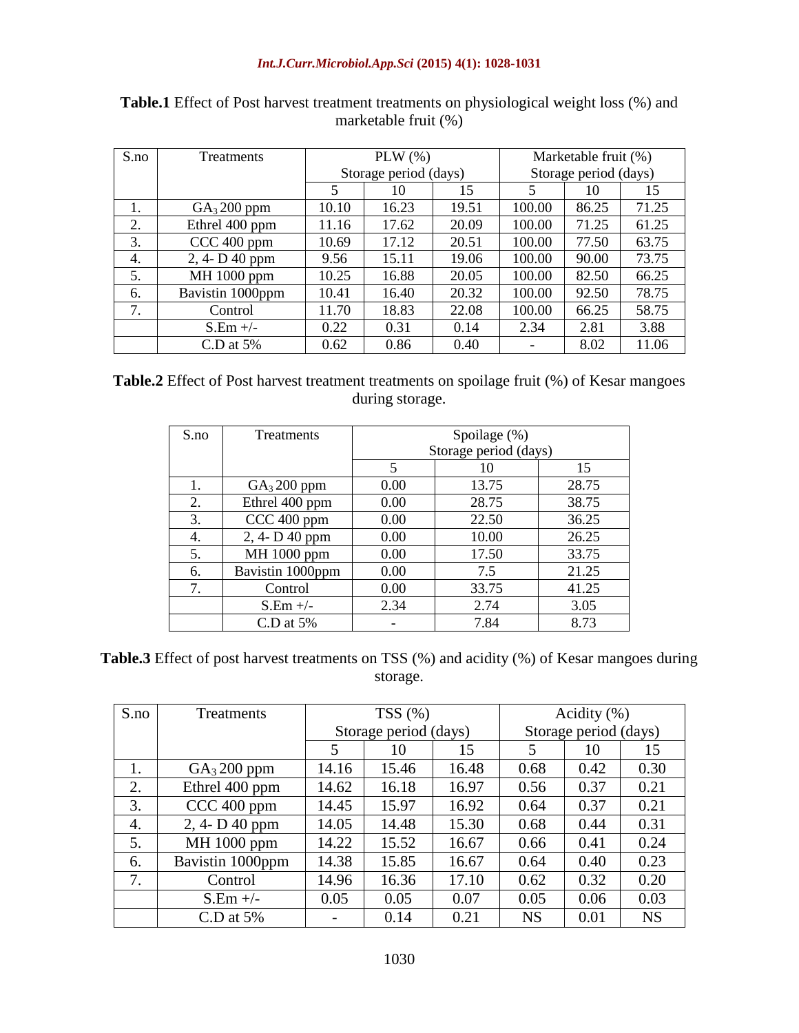**Table.1** Effect of Post harvest treatment treatments on physiological weight loss (%) and marketable fruit (%)

| S.no | Treatments | PLW (%) Storage period (days) | | | Marketable fruit (%) Storage period (days) | | |
|---|---|---|---|---|---|---|---|
| | | 5 | 10 | 15 | 5 | 10 | 15 |
| 1. | $GA_3$ 200 ppm | 10.10 | 16.23 | 19.51 | 100.00 | 86.25 | 71.25 |
| 2. | Ethrel 400 ppm | 11.16 | 17.62 | 20.09 | 100.00 | 71.25 | 61.25 |
| 3. | CCC 400 ppm | 10.69 | 17.12 | 20.51 | 100.00 | 77.50 | 63.75 |
| 4. | 2, 4- D 40 ppm | 9.56 | 15.11 | 19.06 | 100.00 | 90.00 | 73.75 |
| 5. | MH 1000 ppm | 10.25 | 16.88 | 20.05 | 100.00 | 82.50 | 66.25 |
| 6. | Bavistin 1000ppm | 10.41 | 16.40 | 20.32 | 100.00 | 92.50 | 78.75 |
| 7. | Control | 11.70 | 18.83 | 22.08 | 100.00 | 66.25 | 58.75 |
| | S.Em +/- | 0.22 | 0.31 | 0.14 | 2.34 | 2.81 | 3.88 |
| | C.D at 5% | 0.62 | 0.86 | 0.40 | - | 8.02 | 11.06 |

**Table.2** Effect of Post harvest treatment treatments on spoilage fruit (%) of Kesar mangoes during storage.

| S.no | Treatments | Spoilage (%) Storage period (days) | | |
|---|---|---|---|---|
| | | 5 | 10 | 15 |
| 1. | $GA_3$ 200 ppm | 0.00 | 13.75 | 28.75 |
| 2. | Ethrel 400 ppm | 0.00 | 28.75 | 38.75 |
| 3. | CCC 400 ppm | 0.00 | 22.50 | 36.25 |
| 4. | 2, 4- D 40 ppm | 0.00 | 10.00 | 26.25 |
| 5. | MH 1000 ppm | 0.00 | 17.50 | 33.75 |
| 6. | Bavistin 1000ppm | 0.00 | 7.5 | 21.25 |
| 7. | Control | 0.00 | 33.75 | 41.25 |
| | S.Em +/- | 2.34 | 2.74 | 3.05 |
| | C.D at 5% | - | 7.84 | 8.73 |

**Table.3** Effect of post harvest treatments on TSS (%) and acidity (%) of Kesar mangoes during storage.

| S.no | Treatments | TSS (%) Storage period (days) | | | Acidity (%) Storage period (days) | | |
|---|---|---|---|---|---|---|---|
| | | 5 | 10 | 15 | 5 | 10 | 15 |
| 1. | $GA_3$ 200 ppm | 14.16 | 15.46 | 16.48 | 0.68 | 0.42 | 0.30 |
| 2. | Ethrel 400 ppm | 14.62 | 16.18 | 16.97 | 0.56 | 0.37 | 0.21 |
| 3. | CCC 400 ppm | 14.45 | 15.97 | 16.92 | 0.64 | 0.37 | 0.21 |
| 4. | 2, 4- D 40 ppm | 14.05 | 14.48 | 15.30 | 0.68 | 0.44 | 0.31 |
| 5. | MH 1000 ppm | 14.22 | 15.52 | 16.67 | 0.66 | 0.41 | 0.24 |
| 6. | Bavistin 1000ppm | 14.38 | 15.85 | 16.67 | 0.64 | 0.40 | 0.23 |
| 7. | Control | 14.96 | 16.36 | 17.10 | 0.62 | 0.32 | 0.20 |
| | S.Em +/- | 0.05 | 0.05 | 0.07 | 0.05 | 0.06 | 0.03 |
| | C.D at 5% | - | 0.14 | 0.21 | NS | 0.01 | NS |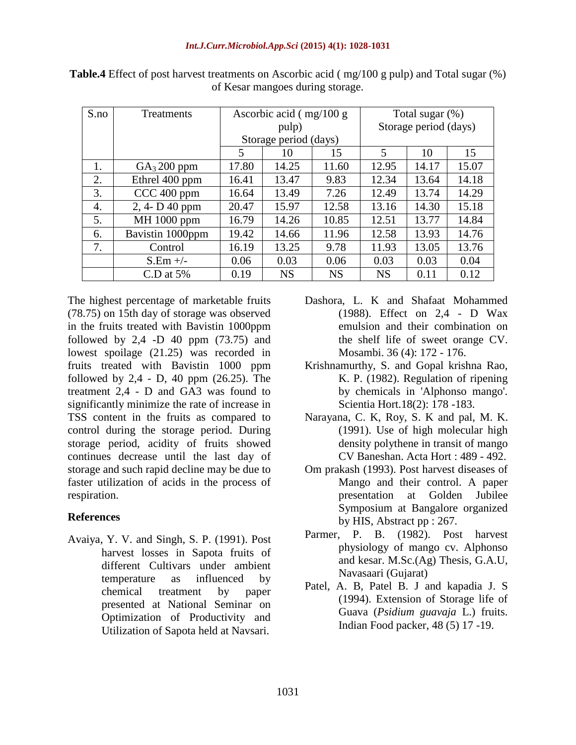**Table.4** Effect of post harvest treatments on Ascorbic acid ( mg/100 g pulp) and Total sugar (%) of Kesar mangoes during storage.

| S.no | Treatments | Ascorbic acid ( mg/100 g pulp) Storage period (days) | | | Total sugar (%) Storage period (days) | | |
|---|---|---|---|---|---|---|---|
| | | 5 | 10 | 15 | 5 | 10 | 15 |
| 1. | $GA_3$ 200 ppm | 17.80 | 14.25 | 11.60 | 12.95 | 14.17 | 15.07 |
| 2. | Ethrel 400 ppm | 16.41 | 13.47 | 9.83 | 12.34 | 13.64 | 14.18 |
| 3. | CCC 400 ppm | 16.64 | 13.49 | 7.26 | 12.49 | 13.74 | 14.29 |
| 4. | 2, 4- D 40 ppm | 20.47 | 15.97 | 12.58 | 13.16 | 14.30 | 15.18 |
| 5. | MH 1000 ppm | 16.79 | 14.26 | 10.85 | 12.51 | 13.77 | 14.84 |
| 6. | Bavistin 1000ppm | 19.42 | 14.66 | 11.96 | 12.58 | 13.93 | 14.76 |
| 7. | Control | 16.19 | 13.25 | 9.78 | 11.93 | 13.05 | 13.76 |
| | S.Em +/- | 0.06 | 0.03 | 0.06 | 0.03 | 0.03 | 0.04 |
| | C.D at 5% | 0.19 | NS | NS | NS | 0.11 | 0.12 |

The highest percentage of marketable fruits (78.75) on 15th day of storage was observed in the fruits treated with Bavistin 1000ppm followed by 2,4 -D 40 ppm (73.75) and lowest spoilage (21.25) was recorded in fruits treated with Bavistin 1000 ppm followed by 2,4 - D, 40 ppm (26.25). The treatment 2,4 - D and GA3 was found to significantly minimize the rate of increase in TSS content in the fruits as compared to control during the storage period. During storage period, acidity of fruits showed continues decrease until the last day of storage and such rapid decline may be due to faster utilization of acids in the process of respiration.

## References

Avaiya, Y. V. and Singh, S. P. (1991). Post harvest losses in Sapota fruits of different Cultivars under ambient temperature as influenced by chemical treatment by paper presented at National Seminar on Optimization of Productivity and Utilization of Sapota held at Navsari.

Dashora, L. K and Shafaat Mohammed (1988). Effect on 2,4 - D Wax emulsion and their combination on the shelf life of sweet orange CV. Mosambi. 36 (4): 172 - 176.

Krishnamurthy, S. and Gopal krishna Rao, K. P. (1982). Regulation of ripening by chemicals in 'Alphonso mango'. Scientia Hort.18(2): 178 -183.

Narayana, C. K, Roy, S. K and pal, M. K. (1991). Use of high molecular high density polythene in transit of mango CV Baneshan. Acta Hort : 489 - 492.

Om prakash (1993). Post harvest diseases of Mango and their control. A paper presentation at Golden Jubilee Symposium at Bangalore organized by HIS, Abstract pp : 267.

Parmer, P. B. (1982). Post harvest physiology of mango cv. Alphonso and kesar. M.Sc.(Ag) Thesis, G.A.U, Navasaari (Gujarat)

Patel, A. B, Patel B. J and kapadia J. S (1994). Extension of Storage life of Guava (*Psidium guavaja* L.) fruits. Indian Food packer, 48 (5) 17 -19.